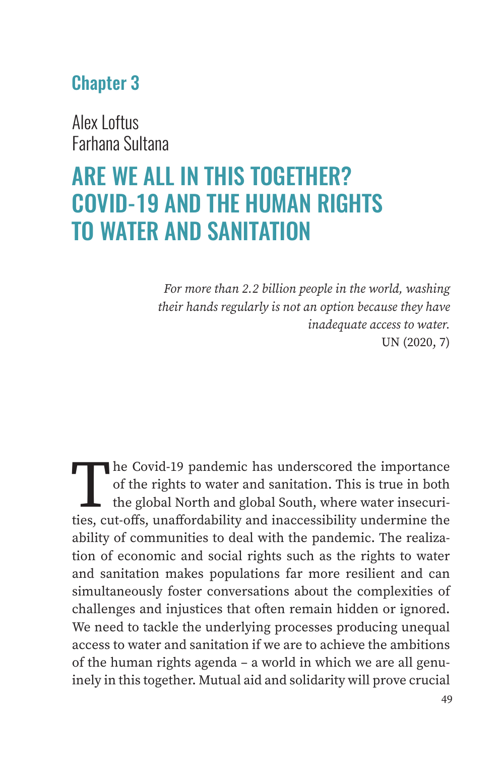## Chapter 3

Alex Loftus
Farhana Sultana

# ARE WE ALL IN THIS TOGETHER? COVID-19 AND THE HUMAN RIGHTS TO WATER AND SANITATION

> *For more than 2.2 billion people in the world, washing their hands regularly is not an option because they have inadequate access to water.*
> UN (2020, 7)

The Covid-19 pandemic has underscored the importance of the rights to water and sanitation. This is true in both the global North and global South, where water insecurities, cut-offs, unaffordability and inaccessibility undermine the ability of communities to deal with the pandemic. The realization of economic and social rights such as the rights to water and sanitation makes populations far more resilient and can simultaneously foster conversations about the complexities of challenges and injustices that often remain hidden or ignored. We need to tackle the underlying processes producing unequal access to water and sanitation if we are to achieve the ambitions of the human rights agenda – a world in which we are all genuinely in this together. Mutual aid and solidarity will prove crucial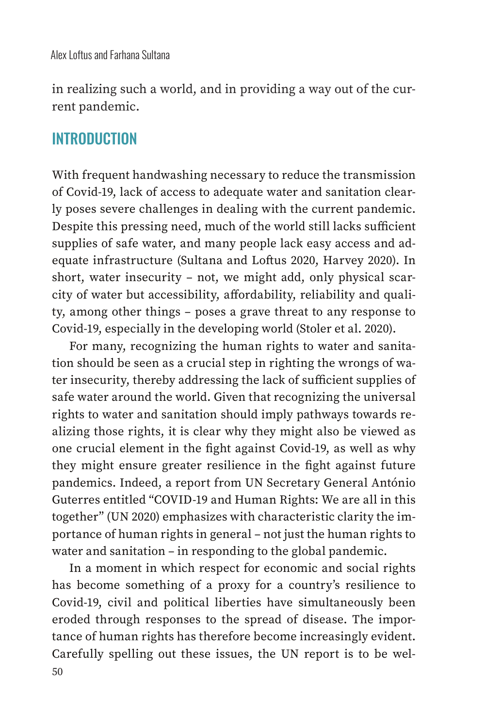in realizing such a world, and in providing a way out of the current pandemic.

## INTRODUCTION

With frequent handwashing necessary to reduce the transmission of Covid-19, lack of access to adequate water and sanitation clearly poses severe challenges in dealing with the current pandemic. Despite this pressing need, much of the world still lacks sufficient supplies of safe water, and many people lack easy access and adequate infrastructure (Sultana and Loftus 2020, Harvey 2020). In short, water insecurity – not, we might add, only physical scarcity of water but accessibility, affordability, reliability and quality, among other things – poses a grave threat to any response to Covid-19, especially in the developing world (Stoler et al. 2020).

For many, recognizing the human rights to water and sanitation should be seen as a crucial step in righting the wrongs of water insecurity, thereby addressing the lack of sufficient supplies of safe water around the world. Given that recognizing the universal rights to water and sanitation should imply pathways towards realizing those rights, it is clear why they might also be viewed as one crucial element in the fight against Covid-19, as well as why they might ensure greater resilience in the fight against future pandemics. Indeed, a report from UN Secretary General António Guterres entitled "COVID-19 and Human Rights: We are all in this together" (UN 2020) emphasizes with characteristic clarity the importance of human rights in general – not just the human rights to water and sanitation – in responding to the global pandemic.

In a moment in which respect for economic and social rights has become something of a proxy for a country's resilience to Covid-19, civil and political liberties have simultaneously been eroded through responses to the spread of disease. The importance of human rights has therefore become increasingly evident. Carefully spelling out these issues, the UN report is to be wel-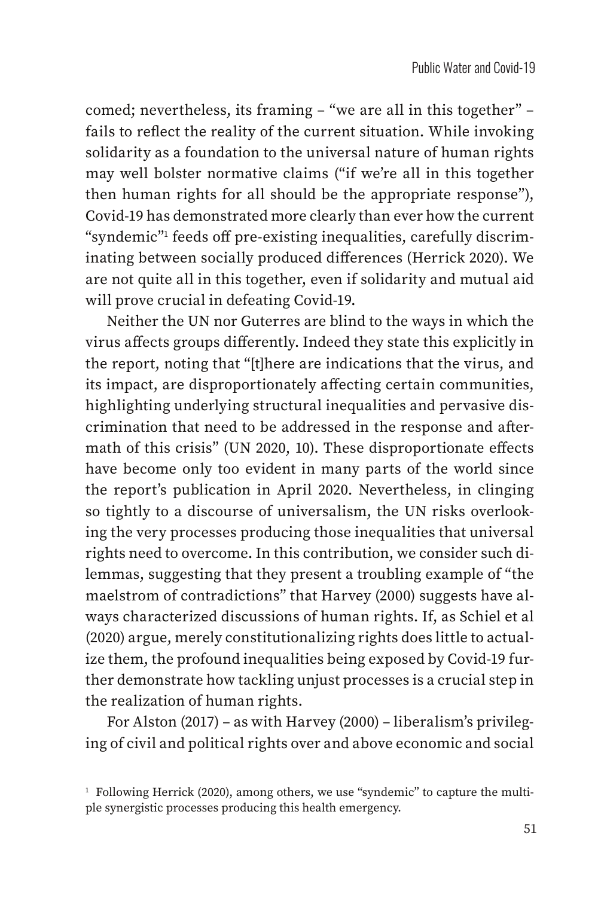comed; nevertheless, its framing – "we are all in this together" – fails to reflect the reality of the current situation. While invoking solidarity as a foundation to the universal nature of human rights may well bolster normative claims ("if we're all in this together then human rights for all should be the appropriate response"), Covid-19 has demonstrated more clearly than ever how the current "syndemic"[1] feeds off pre-existing inequalities, carefully discriminating between socially produced differences (Herrick 2020). We are not quite all in this together, even if solidarity and mutual aid will prove crucial in defeating Covid-19.

Neither the UN nor Guterres are blind to the ways in which the virus affects groups differently. Indeed they state this explicitly in the report, noting that "[t]here are indications that the virus, and its impact, are disproportionately affecting certain communities, highlighting underlying structural inequalities and pervasive discrimination that need to be addressed in the response and aftermath of this crisis" (UN 2020, 10). These disproportionate effects have become only too evident in many parts of the world since the report's publication in April 2020. Nevertheless, in clinging so tightly to a discourse of universalism, the UN risks overlooking the very processes producing those inequalities that universal rights need to overcome. In this contribution, we consider such dilemmas, suggesting that they present a troubling example of "the maelstrom of contradictions" that Harvey (2000) suggests have always characterized discussions of human rights. If, as Schiel et al (2020) argue, merely constitutionalizing rights does little to actualize them, the profound inequalities being exposed by Covid-19 further demonstrate how tackling unjust processes is a crucial step in the realization of human rights.

For Alston (2017) – as with Harvey (2000) – liberalism's privileging of civil and political rights over and above economic and social

[1] Following Herrick (2020), among others, we use "syndemic" to capture the multiple synergistic processes producing this health emergency.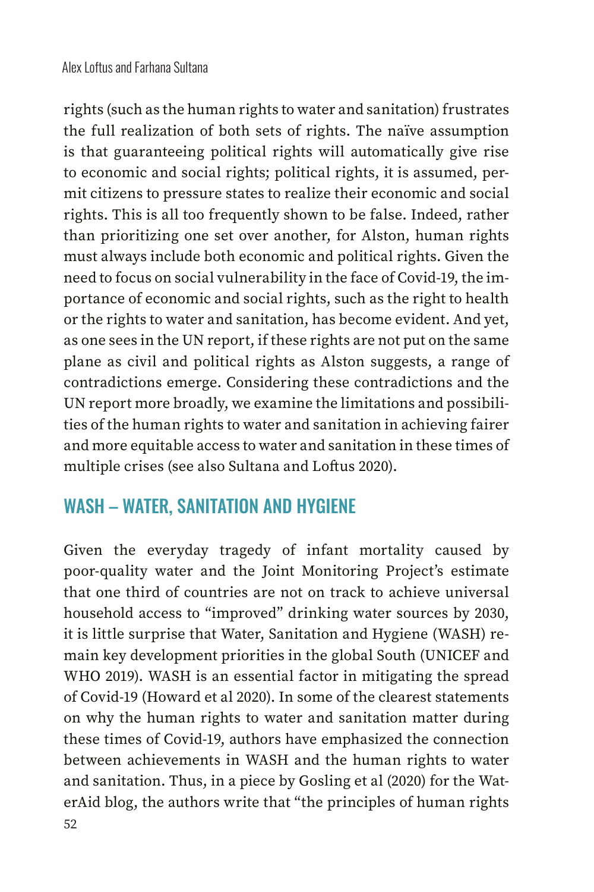rights (such as the human rights to water and sanitation) frustrates the full realization of both sets of rights. The naïve assumption is that guaranteeing political rights will automatically give rise to economic and social rights; political rights, it is assumed, permit citizens to pressure states to realize their economic and social rights. This is all too frequently shown to be false. Indeed, rather than prioritizing one set over another, for Alston, human rights must always include both economic and political rights. Given the need to focus on social vulnerability in the face of Covid-19, the importance of economic and social rights, such as the right to health or the rights to water and sanitation, has become evident. And yet, as one sees in the UN report, if these rights are not put on the same plane as civil and political rights as Alston suggests, a range of contradictions emerge. Considering these contradictions and the UN report more broadly, we examine the limitations and possibilities of the human rights to water and sanitation in achieving fairer and more equitable access to water and sanitation in these times of multiple crises (see also Sultana and Loftus 2020).

## WASH – WATER, SANITATION AND HYGIENE

Given the everyday tragedy of infant mortality caused by poor-quality water and the Joint Monitoring Project's estimate that one third of countries are not on track to achieve universal household access to "improved" drinking water sources by 2030, it is little surprise that Water, Sanitation and Hygiene (WASH) remain key development priorities in the global South (UNICEF and WHO 2019). WASH is an essential factor in mitigating the spread of Covid-19 (Howard et al 2020). In some of the clearest statements on why the human rights to water and sanitation matter during these times of Covid-19, authors have emphasized the connection between achievements in WASH and the human rights to water and sanitation. Thus, in a piece by Gosling et al (2020) for the WaterAid blog, the authors write that "the principles of human rights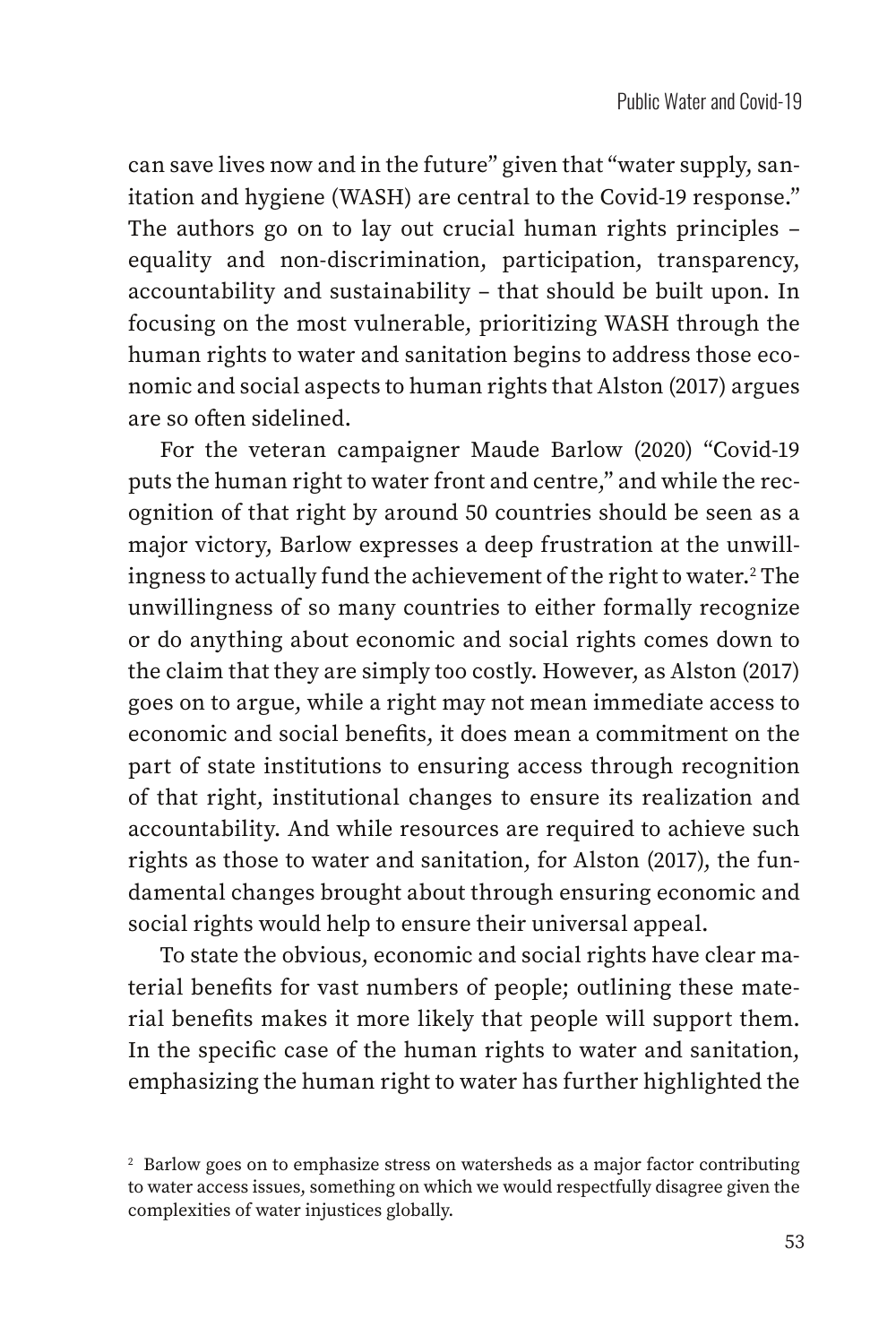can save lives now and in the future" given that "water supply, sanitation and hygiene (WASH) are central to the Covid-19 response." The authors go on to lay out crucial human rights principles – equality and non-discrimination, participation, transparency, accountability and sustainability – that should be built upon. In focusing on the most vulnerable, prioritizing WASH through the human rights to water and sanitation begins to address those economic and social aspects to human rights that Alston (2017) argues are so often sidelined.

For the veteran campaigner Maude Barlow (2020) "Covid-19 puts the human right to water front and centre," and while the recognition of that right by around 50 countries should be seen as a major victory, Barlow expresses a deep frustration at the unwillingness to actually fund the achievement of the right to water.[2] The unwillingness of so many countries to either formally recognize or do anything about economic and social rights comes down to the claim that they are simply too costly. However, as Alston (2017) goes on to argue, while a right may not mean immediate access to economic and social benefits, it does mean a commitment on the part of state institutions to ensuring access through recognition of that right, institutional changes to ensure its realization and accountability. And while resources are required to achieve such rights as those to water and sanitation, for Alston (2017), the fundamental changes brought about through ensuring economic and social rights would help to ensure their universal appeal.

To state the obvious, economic and social rights have clear material benefits for vast numbers of people; outlining these material benefits makes it more likely that people will support them. In the specific case of the human rights to water and sanitation, emphasizing the human right to water has further highlighted the

[2] Barlow goes on to emphasize stress on watersheds as a major factor contributing to water access issues, something on which we would respectfully disagree given the complexities of water injustices globally.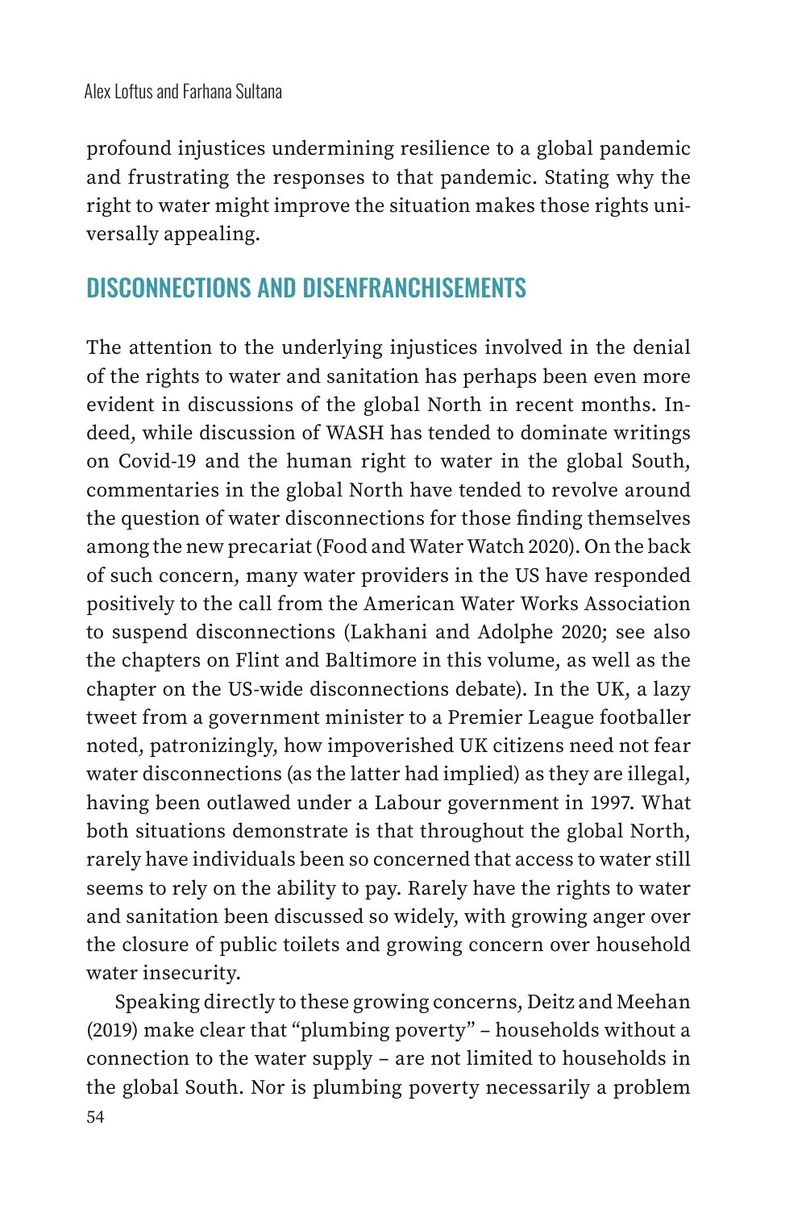profound injustices undermining resilience to a global pandemic and frustrating the responses to that pandemic. Stating why the right to water might improve the situation makes those rights universally appealing.

## DISCONNECTIONS AND DISENFRANCHISEMENTS

The attention to the underlying injustices involved in the denial of the rights to water and sanitation has perhaps been even more evident in discussions of the global North in recent months. Indeed, while discussion of WASH has tended to dominate writings on Covid-19 and the human right to water in the global South, commentaries in the global North have tended to revolve around the question of water disconnections for those finding themselves among the new precariat (Food and Water Watch 2020). On the back of such concern, many water providers in the US have responded positively to the call from the American Water Works Association to suspend disconnections (Lakhani and Adolphe 2020; see also the chapters on Flint and Baltimore in this volume, as well as the chapter on the US-wide disconnections debate). In the UK, a lazy tweet from a government minister to a Premier League footballer noted, patronizingly, how impoverished UK citizens need not fear water disconnections (as the latter had implied) as they are illegal, having been outlawed under a Labour government in 1997. What both situations demonstrate is that throughout the global North, rarely have individuals been so concerned that access to water still seems to rely on the ability to pay. Rarely have the rights to water and sanitation been discussed so widely, with growing anger over the closure of public toilets and growing concern over household water insecurity.

Speaking directly to these growing concerns, Deitz and Meehan (2019) make clear that "plumbing poverty" – households without a connection to the water supply – are not limited to households in the global South. Nor is plumbing poverty necessarily a problem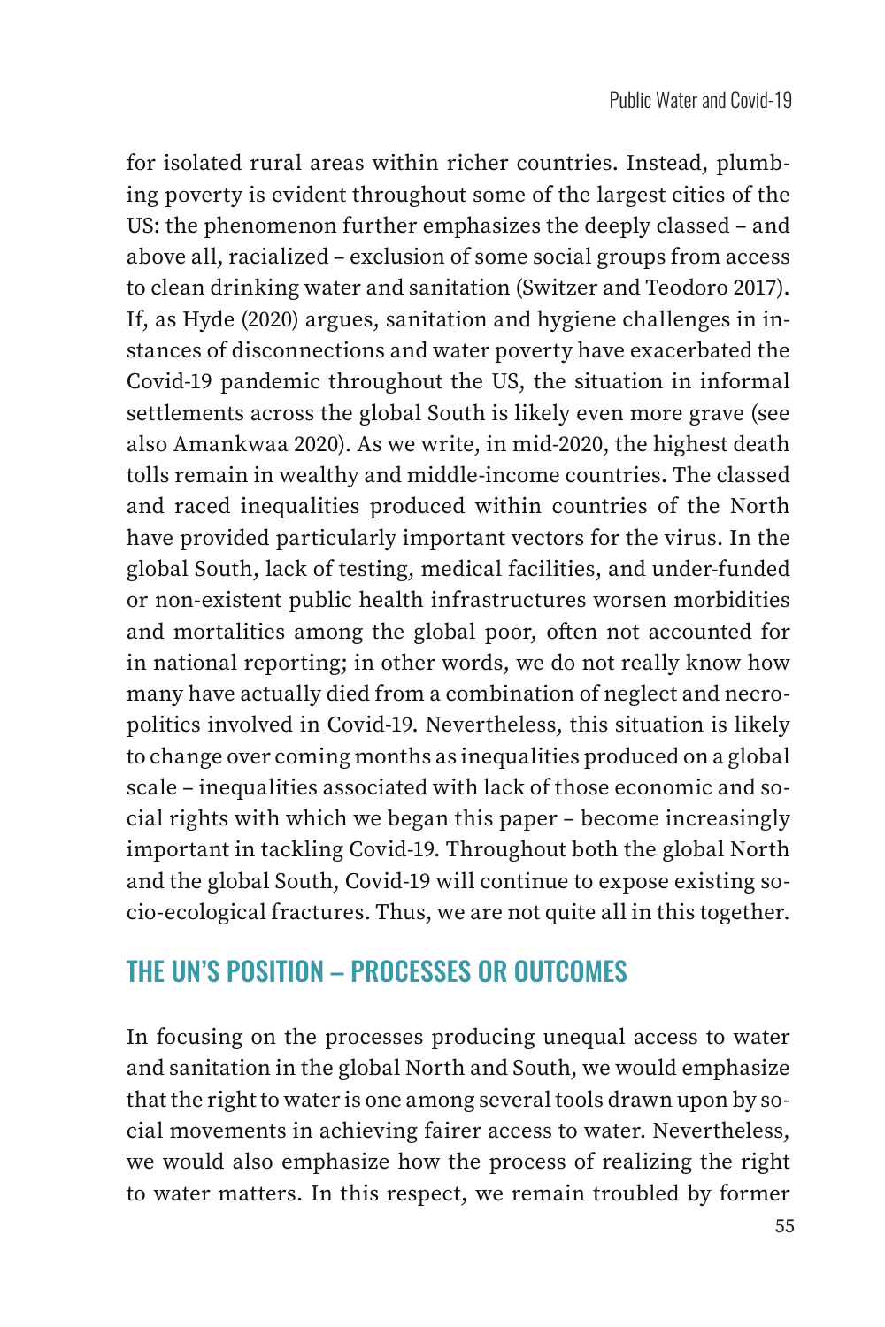for isolated rural areas within richer countries. Instead, plumbing poverty is evident throughout some of the largest cities of the US: the phenomenon further emphasizes the deeply classed – and above all, racialized – exclusion of some social groups from access to clean drinking water and sanitation (Switzer and Teodoro 2017). If, as Hyde (2020) argues, sanitation and hygiene challenges in instances of disconnections and water poverty have exacerbated the Covid-19 pandemic throughout the US, the situation in informal settlements across the global South is likely even more grave (see also Amankwaa 2020). As we write, in mid-2020, the highest death tolls remain in wealthy and middle-income countries. The classed and raced inequalities produced within countries of the North have provided particularly important vectors for the virus. In the global South, lack of testing, medical facilities, and under-funded or non-existent public health infrastructures worsen morbidities and mortalities among the global poor, often not accounted for in national reporting; in other words, we do not really know how many have actually died from a combination of neglect and necropolitics involved in Covid-19. Nevertheless, this situation is likely to change over coming months as inequalities produced on a global scale – inequalities associated with lack of those economic and social rights with which we began this paper – become increasingly important in tackling Covid-19. Throughout both the global North and the global South, Covid-19 will continue to expose existing socio-ecological fractures. Thus, we are not quite all in this together.

## THE UN'S POSITION – PROCESSES OR OUTCOMES

In focusing on the processes producing unequal access to water and sanitation in the global North and South, we would emphasize that the right to water is one among several tools drawn upon by social movements in achieving fairer access to water. Nevertheless, we would also emphasize how the process of realizing the right to water matters. In this respect, we remain troubled by former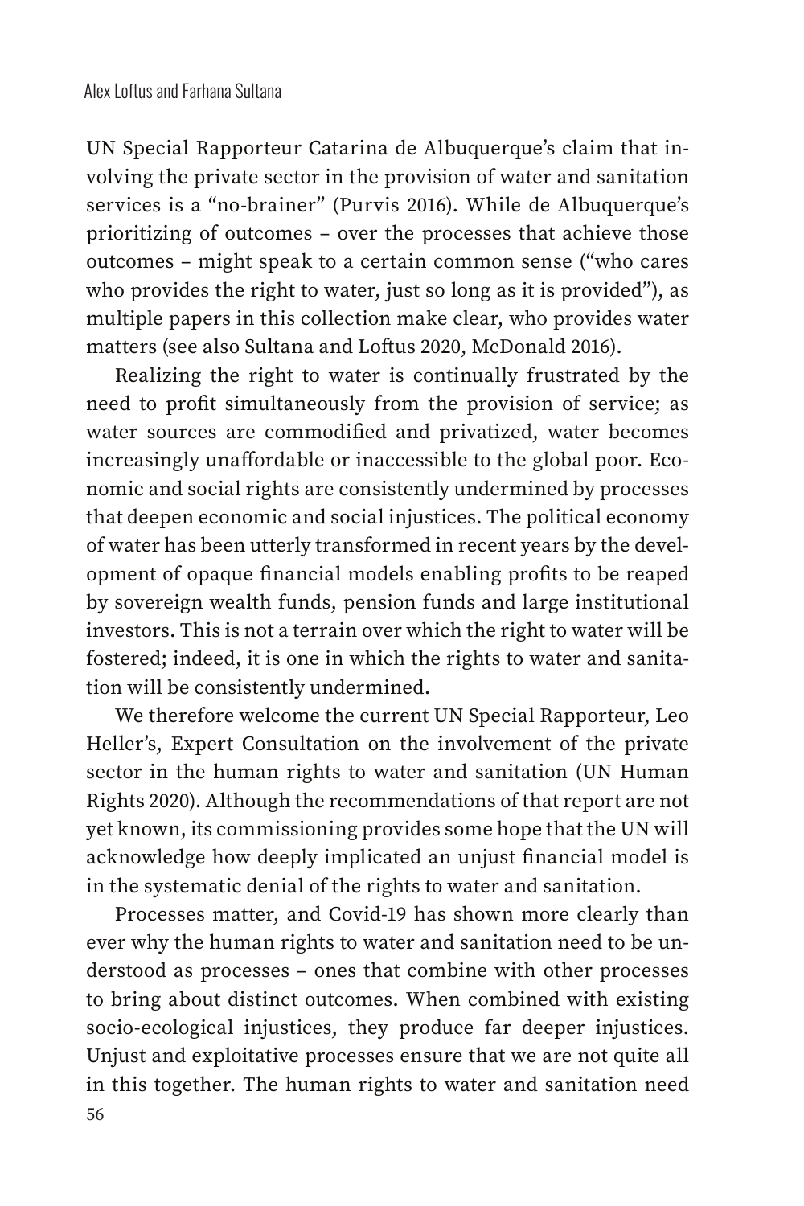UN Special Rapporteur Catarina de Albuquerque's claim that involving the private sector in the provision of water and sanitation services is a "no-brainer" (Purvis 2016). While de Albuquerque's prioritizing of outcomes – over the processes that achieve those outcomes – might speak to a certain common sense ("who cares who provides the right to water, just so long as it is provided"), as multiple papers in this collection make clear, who provides water matters (see also Sultana and Loftus 2020, McDonald 2016).

Realizing the right to water is continually frustrated by the need to profit simultaneously from the provision of service; as water sources are commodified and privatized, water becomes increasingly unaffordable or inaccessible to the global poor. Economic and social rights are consistently undermined by processes that deepen economic and social injustices. The political economy of water has been utterly transformed in recent years by the development of opaque financial models enabling profits to be reaped by sovereign wealth funds, pension funds and large institutional investors. This is not a terrain over which the right to water will be fostered; indeed, it is one in which the rights to water and sanitation will be consistently undermined.

We therefore welcome the current UN Special Rapporteur, Leo Heller's, Expert Consultation on the involvement of the private sector in the human rights to water and sanitation (UN Human Rights 2020). Although the recommendations of that report are not yet known, its commissioning provides some hope that the UN will acknowledge how deeply implicated an unjust financial model is in the systematic denial of the rights to water and sanitation.

Processes matter, and Covid-19 has shown more clearly than ever why the human rights to water and sanitation need to be understood as processes – ones that combine with other processes to bring about distinct outcomes. When combined with existing socio-ecological injustices, they produce far deeper injustices. Unjust and exploitative processes ensure that we are not quite all in this together. The human rights to water and sanitation need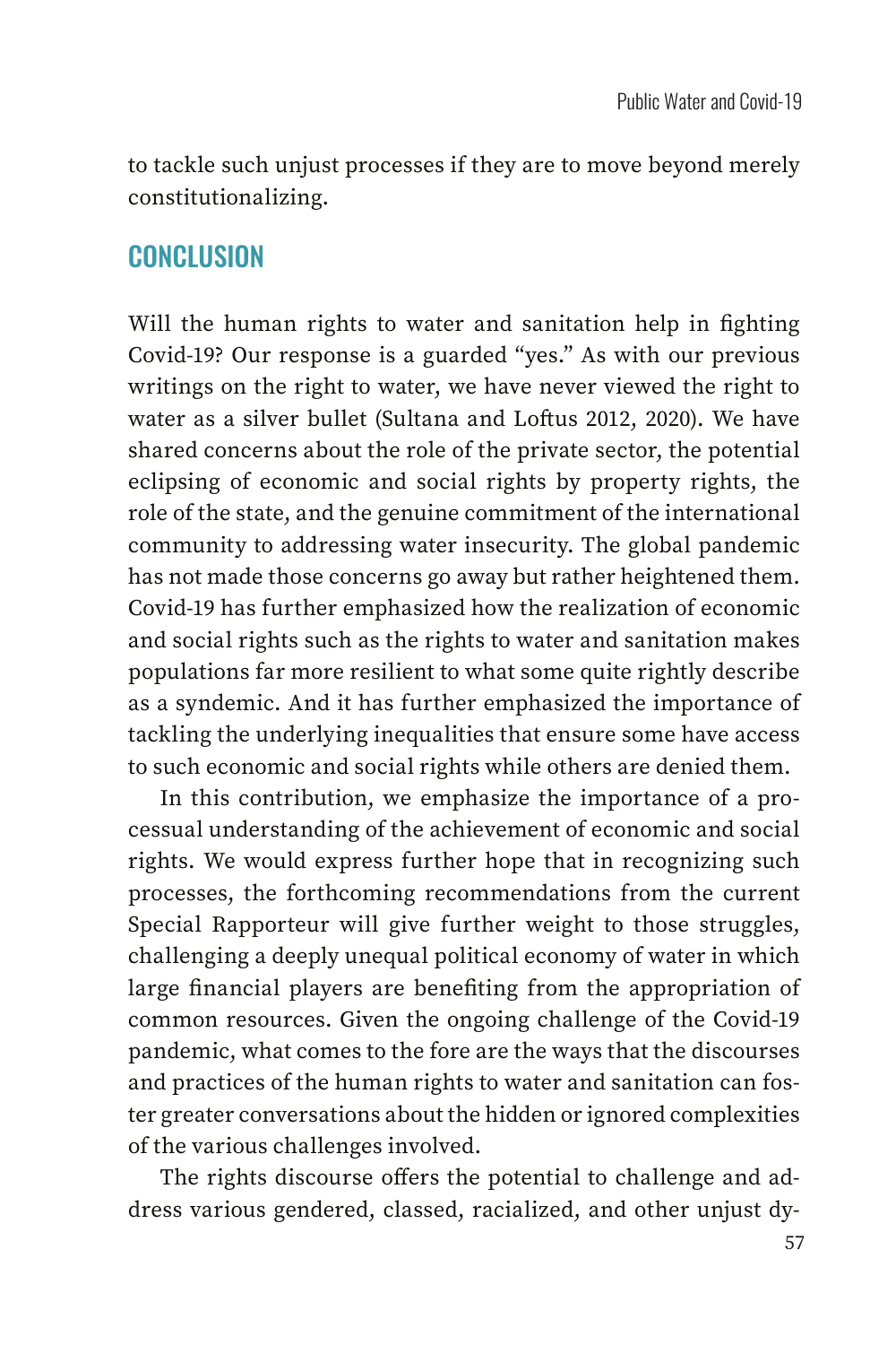to tackle such unjust processes if they are to move beyond merely constitutionalizing.

## CONCLUSION

Will the human rights to water and sanitation help in fighting Covid-19? Our response is a guarded "yes." As with our previous writings on the right to water, we have never viewed the right to water as a silver bullet (Sultana and Loftus 2012, 2020). We have shared concerns about the role of the private sector, the potential eclipsing of economic and social rights by property rights, the role of the state, and the genuine commitment of the international community to addressing water insecurity. The global pandemic has not made those concerns go away but rather heightened them. Covid-19 has further emphasized how the realization of economic and social rights such as the rights to water and sanitation makes populations far more resilient to what some quite rightly describe as a syndemic. And it has further emphasized the importance of tackling the underlying inequalities that ensure some have access to such economic and social rights while others are denied them.

In this contribution, we emphasize the importance of a processual understanding of the achievement of economic and social rights. We would express further hope that in recognizing such processes, the forthcoming recommendations from the current Special Rapporteur will give further weight to those struggles, challenging a deeply unequal political economy of water in which large financial players are benefiting from the appropriation of common resources. Given the ongoing challenge of the Covid-19 pandemic, what comes to the fore are the ways that the discourses and practices of the human rights to water and sanitation can foster greater conversations about the hidden or ignored complexities of the various challenges involved.

The rights discourse offers the potential to challenge and address various gendered, classed, racialized, and other unjust dy-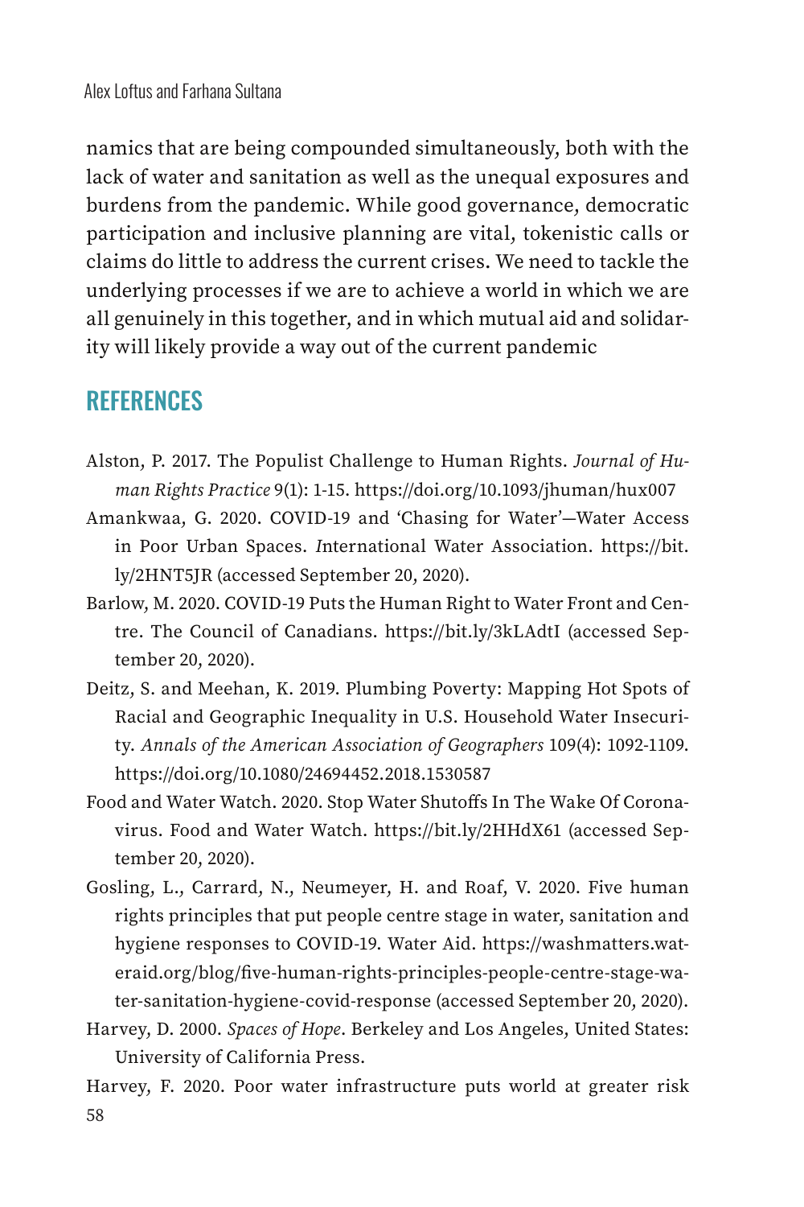namics that are being compounded simultaneously, both with the lack of water and sanitation as well as the unequal exposures and burdens from the pandemic. While good governance, democratic participation and inclusive planning are vital, tokenistic calls or claims do little to address the current crises. We need to tackle the underlying processes if we are to achieve a world in which we are all genuinely in this together, and in which mutual aid and solidarity will likely provide a way out of the current pandemic

## REFERENCES

Alston, P. 2017. The Populist Challenge to Human Rights. *Journal of Human Rights Practice* 9(1): 1-15. https://doi.org/10.1093/jhuman/hux007

Amankwaa, G. 2020. COVID-19 and 'Chasing for Water'—Water Access in Poor Urban Spaces. *I*nternational Water Association. https://bit.ly/2HNT5JR (accessed September 20, 2020).

Barlow, M. 2020. COVID-19 Puts the Human Right to Water Front and Centre. The Council of Canadians. https://bit.ly/3kLAdtI (accessed September 20, 2020).

Deitz, S. and Meehan, K. 2019. Plumbing Poverty: Mapping Hot Spots of Racial and Geographic Inequality in U.S. Household Water Insecurity. *Annals of the American Association of Geographers* 109(4): 1092-1109. https://doi.org/10.1080/24694452.2018.1530587

Food and Water Watch. 2020. Stop Water Shutoffs In The Wake Of Coronavirus. Food and Water Watch. https://bit.ly/2HHdX61 (accessed September 20, 2020).

Gosling, L., Carrard, N., Neumeyer, H. and Roaf, V. 2020. Five human rights principles that put people centre stage in water, sanitation and hygiene responses to COVID-19. Water Aid. https://washmatters.wateraid.org/blog/five-human-rights-principles-people-centre-stage-water-sanitation-hygiene-covid-response (accessed September 20, 2020).

Harvey, D. 2000. *Spaces of Hope*. Berkeley and Los Angeles, United States: University of California Press.

Harvey, F. 2020. Poor water infrastructure puts world at greater risk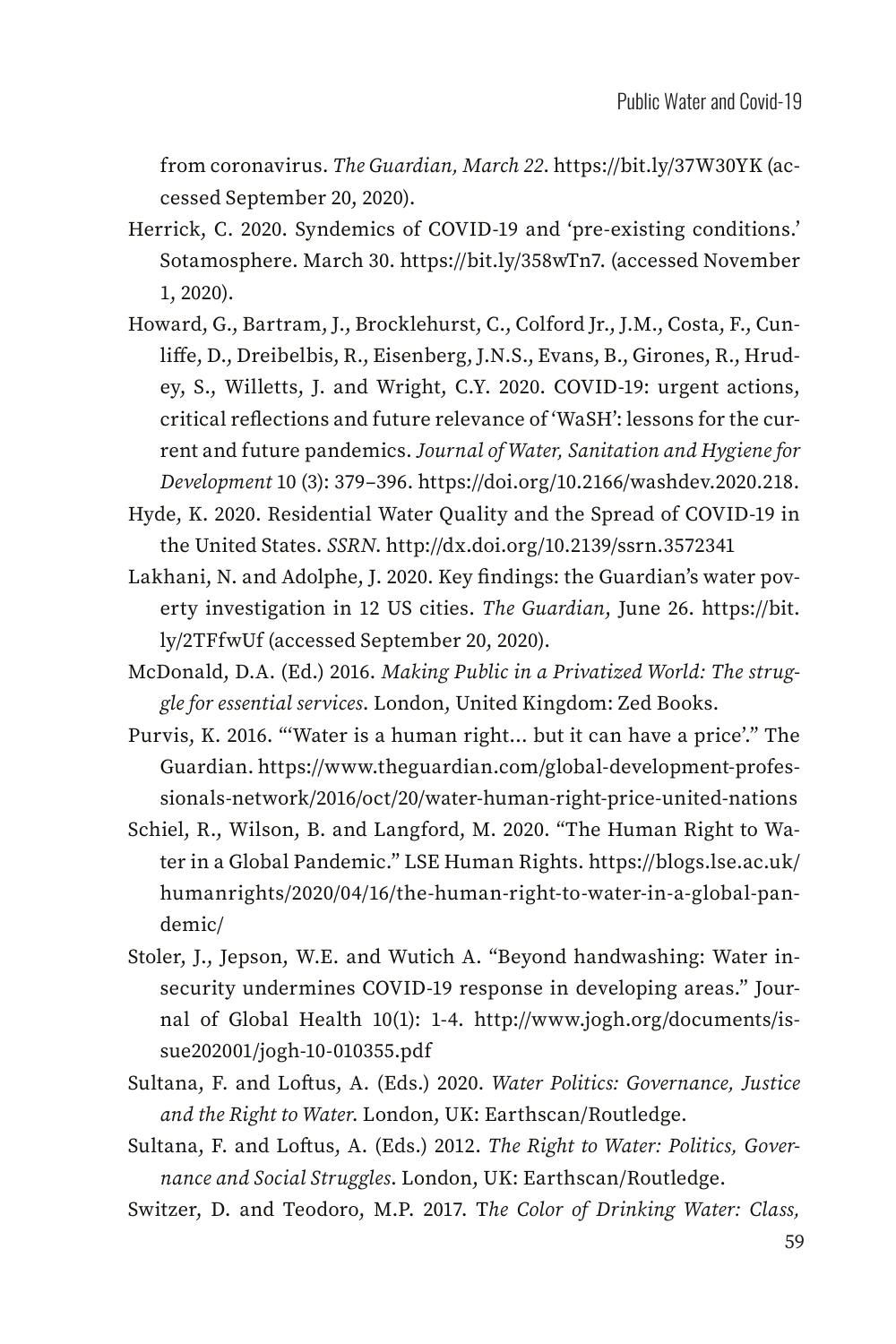from coronavirus. *The Guardian, March 22*. https://bit.ly/37W30YK (accessed September 20, 2020).

Herrick, C. 2020. Syndemics of COVID-19 and 'pre-existing conditions.' Sotamosphere. March 30. https://bit.ly/358wTn7. (accessed November 1, 2020).

Howard, G., Bartram, J., Brocklehurst, C., Colford Jr., J.M., Costa, F., Cunliffe, D., Dreibelbis, R., Eisenberg, J.N.S., Evans, B., Girones, R., Hrudey, S., Willetts, J. and Wright, C.Y. 2020. COVID-19: urgent actions, critical reflections and future relevance of 'WaSH': lessons for the current and future pandemics. *Journal of Water, Sanitation and Hygiene for Development* 10 (3): 379–396. https://doi.org/10.2166/washdev.2020.218.

Hyde, K. 2020. Residential Water Quality and the Spread of COVID-19 in the United States. *SSRN*. http://dx.doi.org/10.2139/ssrn.3572341

Lakhani, N. and Adolphe, J. 2020. Key findings: the Guardian's water poverty investigation in 12 US cities. *The Guardian*, June 26. https://bit.ly/2TFfwUf (accessed September 20, 2020).

McDonald, D.A. (Ed.) 2016. *Making Public in a Privatized World: The struggle for essential services*. London, United Kingdom: Zed Books.

Purvis, K. 2016. "'Water is a human right… but it can have a price'." The Guardian. https://www.theguardian.com/global-development-professionals-network/2016/oct/20/water-human-right-price-united-nations

Schiel, R., Wilson, B. and Langford, M. 2020. "The Human Right to Water in a Global Pandemic." LSE Human Rights. https://blogs.lse.ac.uk/humanrights/2020/04/16/the-human-right-to-water-in-a-global-pandemic/

Stoler, J., Jepson, W.E. and Wutich A. "Beyond handwashing: Water insecurity undermines COVID-19 response in developing areas." Journal of Global Health 10(1): 1-4. http://www.jogh.org/documents/issue202001/jogh-10-010355.pdf

Sultana, F. and Loftus, A. (Eds.) 2020. *Water Politics: Governance, Justice and the Right to Water*. London, UK: Earthscan/Routledge.

Sultana, F. and Loftus, A. (Eds.) 2012. *The Right to Water: Politics, Governance and Social Struggles*. London, UK: Earthscan/Routledge.

Switzer, D. and Teodoro, M.P. 2017. T*he Color of Drinking Water: Class,*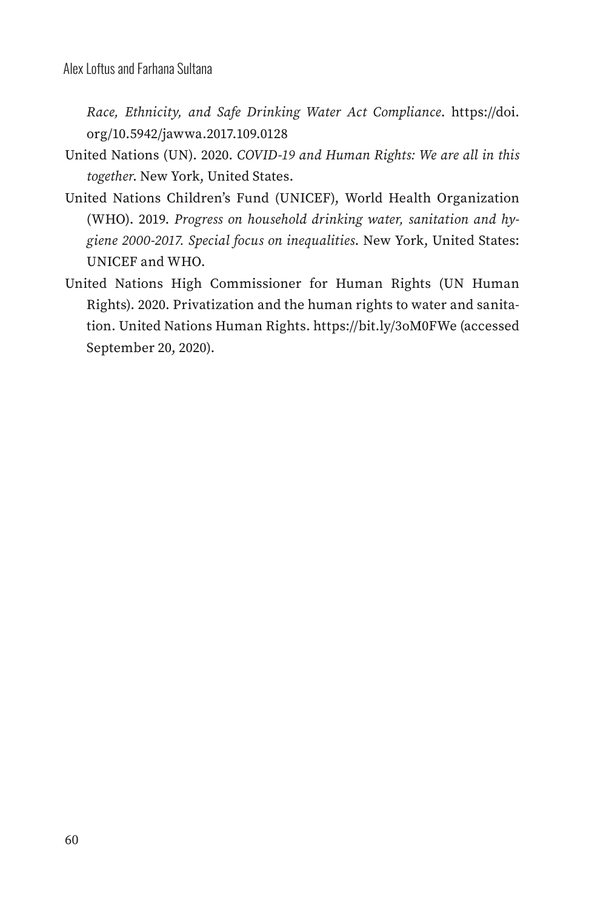*Race, Ethnicity, and Safe Drinking Water Act Compliance*. https://doi.org/10.5942/jawwa.2017.109.0128

United Nations (UN). 2020. *COVID-19 and Human Rights: We are all in this together*. New York, United States.

United Nations Children's Fund (UNICEF), World Health Organization (WHO). 2019. *Progress on household drinking water, sanitation and hygiene 2000-2017. Special focus on inequalities*. New York, United States: UNICEF and WHO.

United Nations High Commissioner for Human Rights (UN Human Rights). 2020. Privatization and the human rights to water and sanitation. United Nations Human Rights. https://bit.ly/3oM0FWe (accessed September 20, 2020).